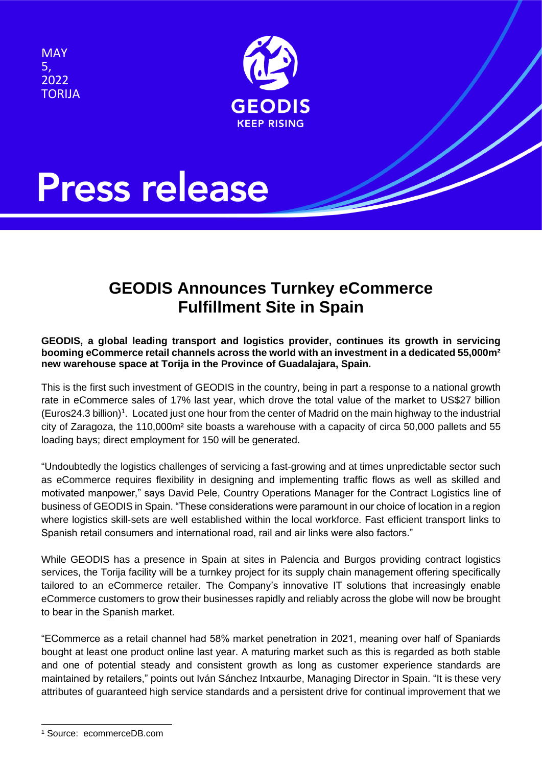MAY
5,
2022
TORIJA

GEODIS
KEEP RISING

# Press release

## GEODIS Announces Turnkey eCommerce Fulfillment Site in Spain

**GEODIS, a global leading transport and logistics provider, continues its growth in servicing booming eCommerce retail channels across the world with an investment in a dedicated 55,000m² new warehouse space at Torija in the Province of Guadalajara, Spain.**

This is the first such investment of GEODIS in the country, being in part a response to a national growth rate in eCommerce sales of 17% last year, which drove the total value of the market to US$27 billion (Euros24.3 billion)[1]. Located just one hour from the center of Madrid on the main highway to the industrial city of Zaragoza, the 110,000m² site boasts a warehouse with a capacity of circa 50,000 pallets and 55 loading bays; direct employment for 150 will be generated.

"Undoubtedly the logistics challenges of servicing a fast-growing and at times unpredictable sector such as eCommerce requires flexibility in designing and implementing traffic flows as well as skilled and motivated manpower," says David Pele, Country Operations Manager for the Contract Logistics line of business of GEODIS in Spain. "These considerations were paramount in our choice of location in a region where logistics skill-sets are well established within the local workforce. Fast efficient transport links to Spanish retail consumers and international road, rail and air links were also factors."

While GEODIS has a presence in Spain at sites in Palencia and Burgos providing contract logistics services, the Torija facility will be a turnkey project for its supply chain management offering specifically tailored to an eCommerce retailer. The Company's innovative IT solutions that increasingly enable eCommerce customers to grow their businesses rapidly and reliably across the globe will now be brought to bear in the Spanish market.

"ECommerce as a retail channel had 58% market penetration in 2021, meaning over half of Spaniards bought at least one product online last year. A maturing market such as this is regarded as both stable and one of potential steady and consistent growth as long as customer experience standards are maintained by retailers," points out Iván Sánchez Intxaurbe, Managing Director in Spain. "It is these very attributes of guaranteed high service standards and a persistent drive for continual improvement that we

[1] Source: ecommerceDB.com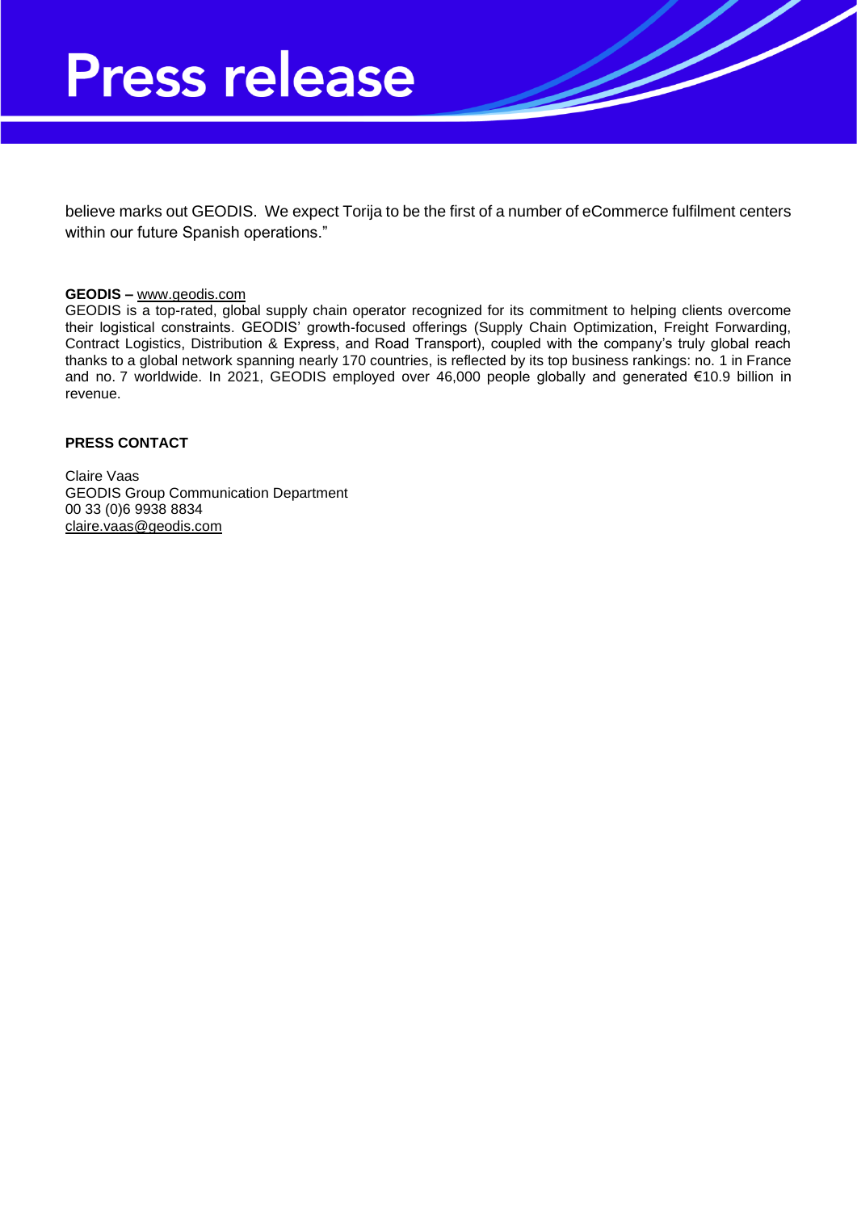believe marks out GEODIS.  We expect Torija to be the first of a number of eCommerce fulfilment centers within our future Spanish operations."

**GEODIS –** www.geodis.com
GEODIS is a top-rated, global supply chain operator recognized for its commitment to helping clients overcome their logistical constraints. GEODIS' growth-focused offerings (Supply Chain Optimization, Freight Forwarding, Contract Logistics, Distribution & Express, and Road Transport), coupled with the company's truly global reach thanks to a global network spanning nearly 170 countries, is reflected by its top business rankings: no. 1 in France and no. 7 worldwide. In 2021, GEODIS employed over 46,000 people globally and generated €10.9 billion in revenue.

**PRESS CONTACT**

Claire Vaas
GEODIS Group Communication Department
00 33 (0)6 9938 8834
claire.vaas@geodis.com